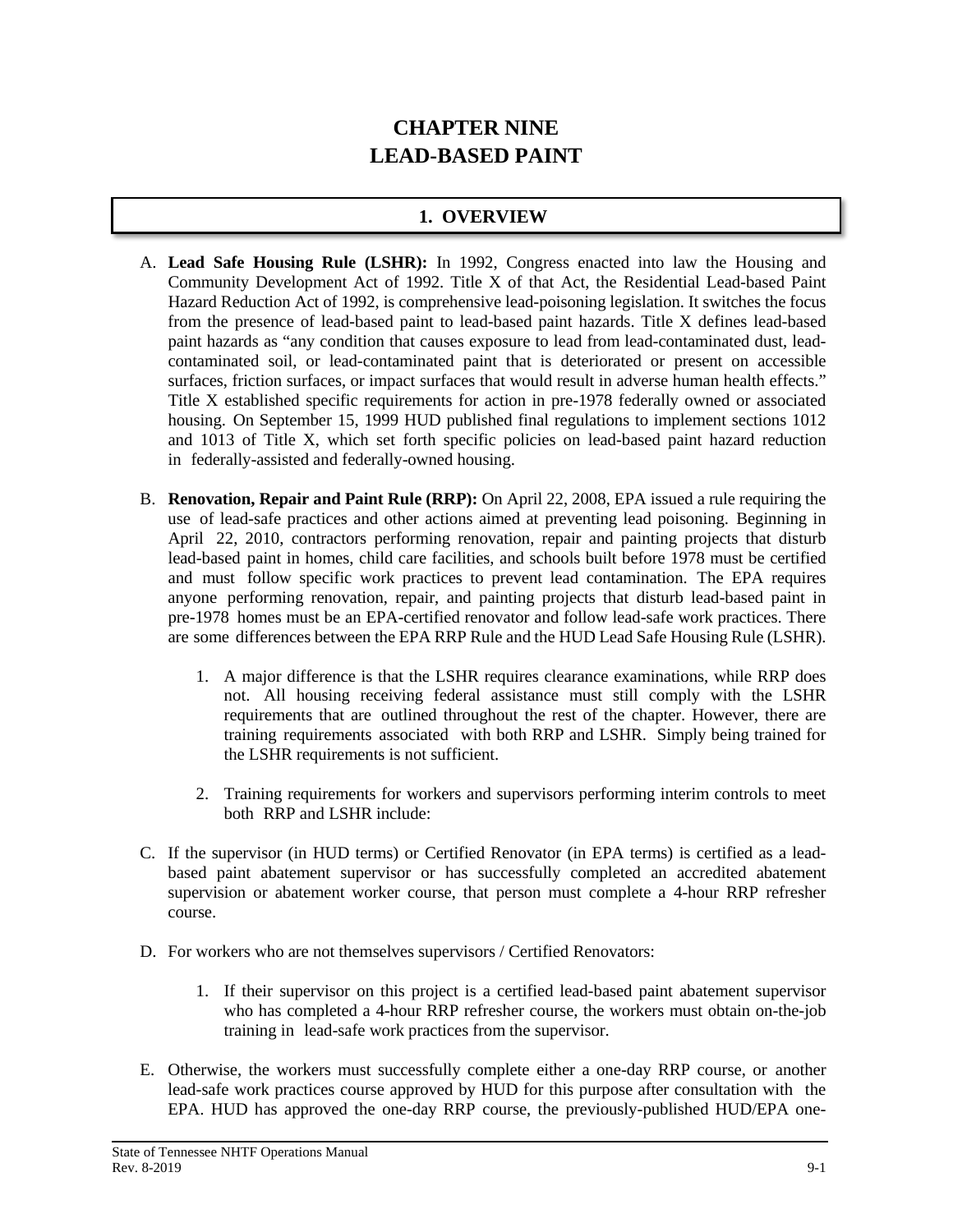# CHAPTER NINE
# LEAD-BASED PAINT

## 1. OVERVIEW

A. **Lead Safe Housing Rule (LSHR):** In 1992, Congress enacted into law the Housing and Community Development Act of 1992. Title X of that Act, the Residential Lead-based Paint Hazard Reduction Act of 1992, is comprehensive lead-poisoning legislation. It switches the focus from the presence of lead-based paint to lead-based paint hazards. Title X defines lead-based paint hazards as "any condition that causes exposure to lead from lead-contaminated dust, lead-contaminated soil, or lead-contaminated paint that is deteriorated or present on accessible surfaces, friction surfaces, or impact surfaces that would result in adverse human health effects." Title X established specific requirements for action in pre-1978 federally owned or associated housing. On September 15, 1999 HUD published final regulations to implement sections 1012 and 1013 of Title X, which set forth specific policies on lead-based paint hazard reduction in federally-assisted and federally-owned housing.

B. **Renovation, Repair and Paint Rule (RRP):** On April 22, 2008, EPA issued a rule requiring the use of lead-safe practices and other actions aimed at preventing lead poisoning. Beginning in April 22, 2010, contractors performing renovation, repair and painting projects that disturb lead-based paint in homes, child care facilities, and schools built before 1978 must be certified and must follow specific work practices to prevent lead contamination. The EPA requires anyone performing renovation, repair, and painting projects that disturb lead-based paint in pre-1978 homes must be an EPA-certified renovator and follow lead-safe work practices. There are some differences between the EPA RRP Rule and the HUD Lead Safe Housing Rule (LSHR).

   1. A major difference is that the LSHR requires clearance examinations, while RRP does not. All housing receiving federal assistance must still comply with the LSHR requirements that are outlined throughout the rest of the chapter. However, there are training requirements associated with both RRP and LSHR. Simply being trained for the LSHR requirements is not sufficient.

   2. Training requirements for workers and supervisors performing interim controls to meet both RRP and LSHR include:

C. If the supervisor (in HUD terms) or Certified Renovator (in EPA terms) is certified as a lead-based paint abatement supervisor or has successfully completed an accredited abatement supervision or abatement worker course, that person must complete a 4-hour RRP refresher course.

D. For workers who are not themselves supervisors / Certified Renovators:

   1. If their supervisor on this project is a certified lead-based paint abatement supervisor who has completed a 4-hour RRP refresher course, the workers must obtain on-the-job training in lead-safe work practices from the supervisor.

E. Otherwise, the workers must successfully complete either a one-day RRP course, or another lead-safe work practices course approved by HUD for this purpose after consultation with the EPA. HUD has approved the one-day RRP course, the previously-published HUD/EPA one-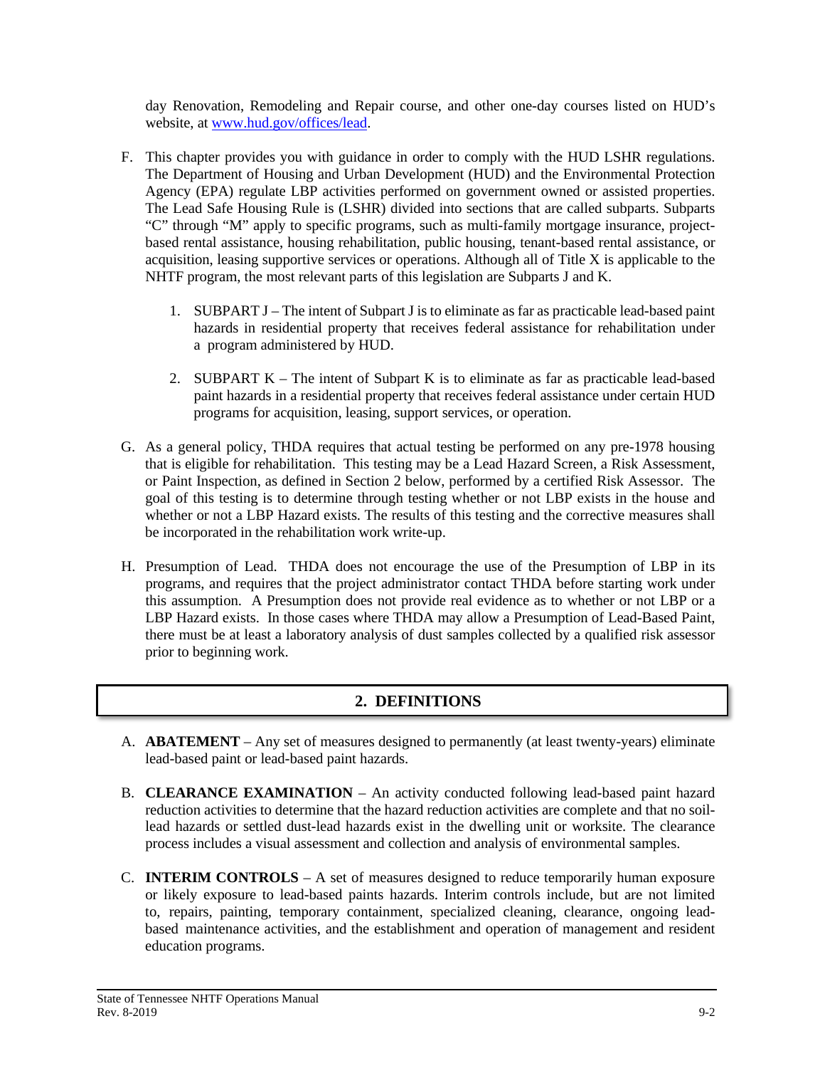day Renovation, Remodeling and Repair course, and other one-day courses listed on HUD's website, at [www.hud.gov/offices/lead](www.hud.gov/offices/lead).

F. This chapter provides you with guidance in order to comply with the HUD LSHR regulations. The Department of Housing and Urban Development (HUD) and the Environmental Protection Agency (EPA) regulate LBP activities performed on government owned or assisted properties. The Lead Safe Housing Rule is (LSHR) divided into sections that are called subparts. Subparts "C" through "M" apply to specific programs, such as multi-family mortgage insurance, project-based rental assistance, housing rehabilitation, public housing, tenant-based rental assistance, or acquisition, leasing supportive services or operations. Although all of Title X is applicable to the NHTF program, the most relevant parts of this legislation are Subparts J and K.

   1. SUBPART J – The intent of Subpart J is to eliminate as far as practicable lead-based paint hazards in residential property that receives federal assistance for rehabilitation under a program administered by HUD.

   2. SUBPART K – The intent of Subpart K is to eliminate as far as practicable lead-based paint hazards in a residential property that receives federal assistance under certain HUD programs for acquisition, leasing, support services, or operation.

G. As a general policy, THDA requires that actual testing be performed on any pre-1978 housing that is eligible for rehabilitation. This testing may be a Lead Hazard Screen, a Risk Assessment, or Paint Inspection, as defined in Section 2 below, performed by a certified Risk Assessor. The goal of this testing is to determine through testing whether or not LBP exists in the house and whether or not a LBP Hazard exists. The results of this testing and the corrective measures shall be incorporated in the rehabilitation work write-up.

H. Presumption of Lead. THDA does not encourage the use of the Presumption of LBP in its programs, and requires that the project administrator contact THDA before starting work under this assumption. A Presumption does not provide real evidence as to whether or not LBP or a LBP Hazard exists. In those cases where THDA may allow a Presumption of Lead-Based Paint, there must be at least a laboratory analysis of dust samples collected by a qualified risk assessor prior to beginning work.

## 2. DEFINITIONS

A. **ABATEMENT** – Any set of measures designed to permanently (at least twenty-years) eliminate lead-based paint or lead-based paint hazards.

B. **CLEARANCE EXAMINATION** – An activity conducted following lead-based paint hazard reduction activities to determine that the hazard reduction activities are complete and that no soil-lead hazards or settled dust-lead hazards exist in the dwelling unit or worksite. The clearance process includes a visual assessment and collection and analysis of environmental samples.

C. **INTERIM CONTROLS** – A set of measures designed to reduce temporarily human exposure or likely exposure to lead-based paints hazards. Interim controls include, but are not limited to, repairs, painting, temporary containment, specialized cleaning, clearance, ongoing lead-based maintenance activities, and the establishment and operation of management and resident education programs.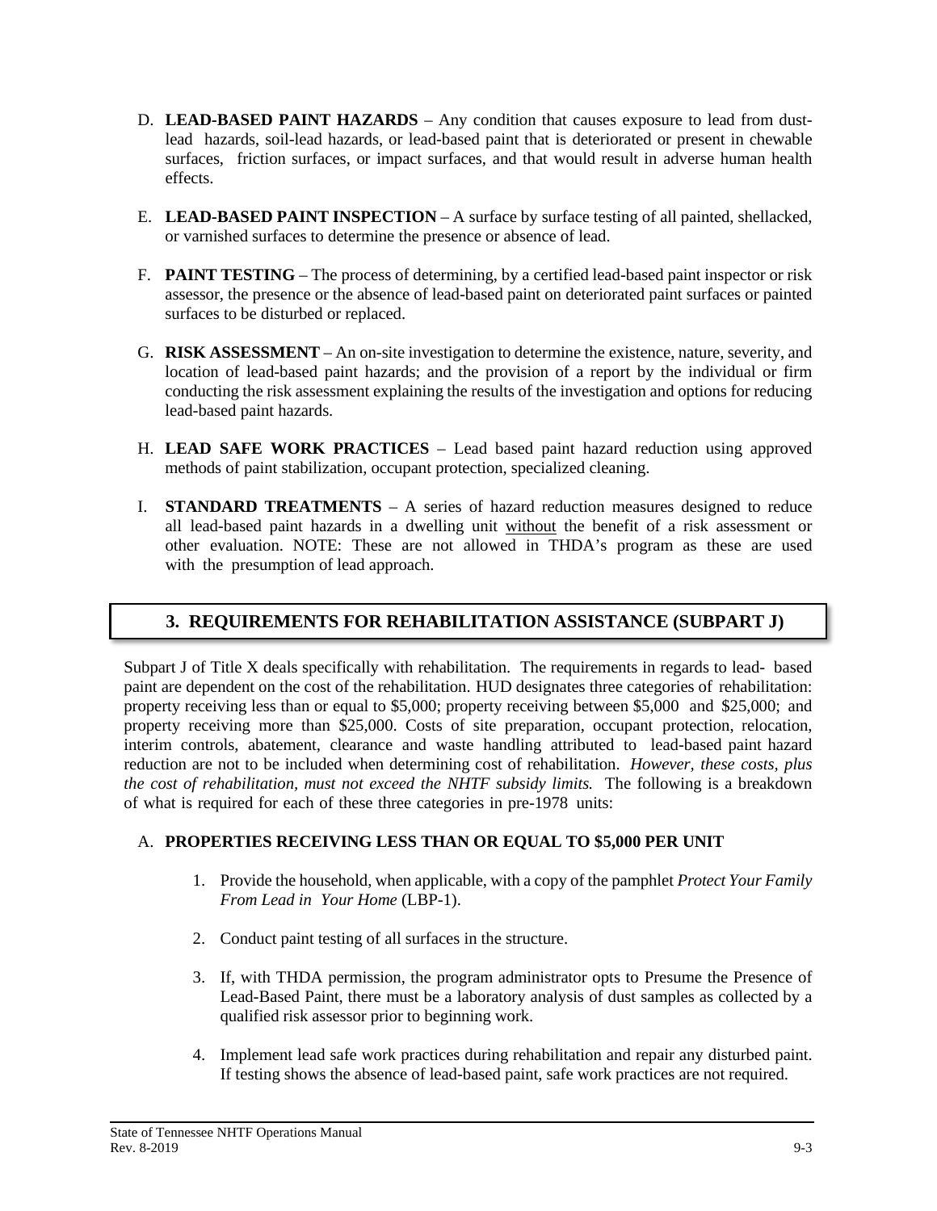D. **LEAD-BASED PAINT HAZARDS** – Any condition that causes exposure to lead from dust-lead hazards, soil-lead hazards, or lead-based paint that is deteriorated or present in chewable surfaces, friction surfaces, or impact surfaces, and that would result in adverse human health effects.

E. **LEAD-BASED PAINT INSPECTION** – A surface by surface testing of all painted, shellacked, or varnished surfaces to determine the presence or absence of lead.

F. **PAINT TESTING** – The process of determining, by a certified lead-based paint inspector or risk assessor, the presence or the absence of lead-based paint on deteriorated paint surfaces or painted surfaces to be disturbed or replaced.

G. **RISK ASSESSMENT** – An on-site investigation to determine the existence, nature, severity, and location of lead-based paint hazards; and the provision of a report by the individual or firm conducting the risk assessment explaining the results of the investigation and options for reducing lead-based paint hazards.

H. **LEAD SAFE WORK PRACTICES** – Lead based paint hazard reduction using approved methods of paint stabilization, occupant protection, specialized cleaning.

I. **STANDARD TREATMENTS** – A series of hazard reduction measures designed to reduce all lead-based paint hazards in a dwelling unit <u>without</u> the benefit of a risk assessment or other evaluation. NOTE: These are not allowed in THDA's program as these are used with the presumption of lead approach.

## 3. REQUIREMENTS FOR REHABILITATION ASSISTANCE (SUBPART J)

Subpart J of Title X deals specifically with rehabilitation. The requirements in regards to lead- based paint are dependent on the cost of the rehabilitation. HUD designates three categories of rehabilitation: property receiving less than or equal to $5,000; property receiving between $5,000 and $25,000; and property receiving more than $25,000. Costs of site preparation, occupant protection, relocation, interim controls, abatement, clearance and waste handling attributed to lead-based paint hazard reduction are not to be included when determining cost of rehabilitation. *However, these costs, plus the cost of rehabilitation, must not exceed the NHTF subsidy limits.* The following is a breakdown of what is required for each of these three categories in pre-1978 units:

### A. PROPERTIES RECEIVING LESS THAN OR EQUAL TO $5,000 PER UNIT

1. Provide the household, when applicable, with a copy of the pamphlet *Protect Your Family From Lead in Your Home* (LBP-1).

2. Conduct paint testing of all surfaces in the structure.

3. If, with THDA permission, the program administrator opts to Presume the Presence of Lead-Based Paint, there must be a laboratory analysis of dust samples as collected by a qualified risk assessor prior to beginning work.

4. Implement lead safe work practices during rehabilitation and repair any disturbed paint. If testing shows the absence of lead-based paint, safe work practices are not required.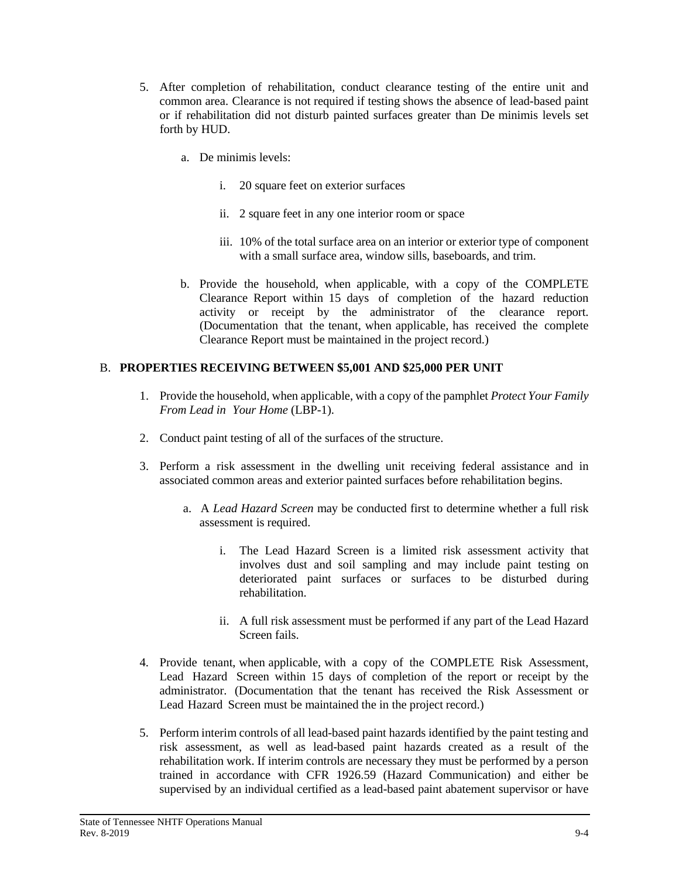5. After completion of rehabilitation, conduct clearance testing of the entire unit and common area. Clearance is not required if testing shows the absence of lead-based paint or if rehabilitation did not disturb painted surfaces greater than De minimis levels set forth by HUD.

   a. De minimis levels:

      i. 20 square feet on exterior surfaces

      ii. 2 square feet in any one interior room or space

      iii. 10% of the total surface area on an interior or exterior type of component with a small surface area, window sills, baseboards, and trim.

   b. Provide the household, when applicable, with a copy of the COMPLETE Clearance Report within 15 days of completion of the hazard reduction activity or receipt by the administrator of the clearance report. (Documentation that the tenant, when applicable, has received the complete Clearance Report must be maintained in the project record.)

## B. PROPERTIES RECEIVING BETWEEN $5,001 AND $25,000 PER UNIT

1. Provide the household, when applicable, with a copy of the pamphlet *Protect Your Family From Lead in Your Home* (LBP-1).

2. Conduct paint testing of all of the surfaces of the structure.

3. Perform a risk assessment in the dwelling unit receiving federal assistance and in associated common areas and exterior painted surfaces before rehabilitation begins.

   a. A *Lead Hazard Screen* may be conducted first to determine whether a full risk assessment is required.

      i. The Lead Hazard Screen is a limited risk assessment activity that involves dust and soil sampling and may include paint testing on deteriorated paint surfaces or surfaces to be disturbed during rehabilitation.

      ii. A full risk assessment must be performed if any part of the Lead Hazard Screen fails.

4. Provide tenant, when applicable, with a copy of the COMPLETE Risk Assessment, Lead Hazard Screen within 15 days of completion of the report or receipt by the administrator. (Documentation that the tenant has received the Risk Assessment or Lead Hazard Screen must be maintained the in the project record.)

5. Perform interim controls of all lead-based paint hazards identified by the paint testing and risk assessment, as well as lead-based paint hazards created as a result of the rehabilitation work. If interim controls are necessary they must be performed by a person trained in accordance with CFR 1926.59 (Hazard Communication) and either be supervised by an individual certified as a lead-based paint abatement supervisor or have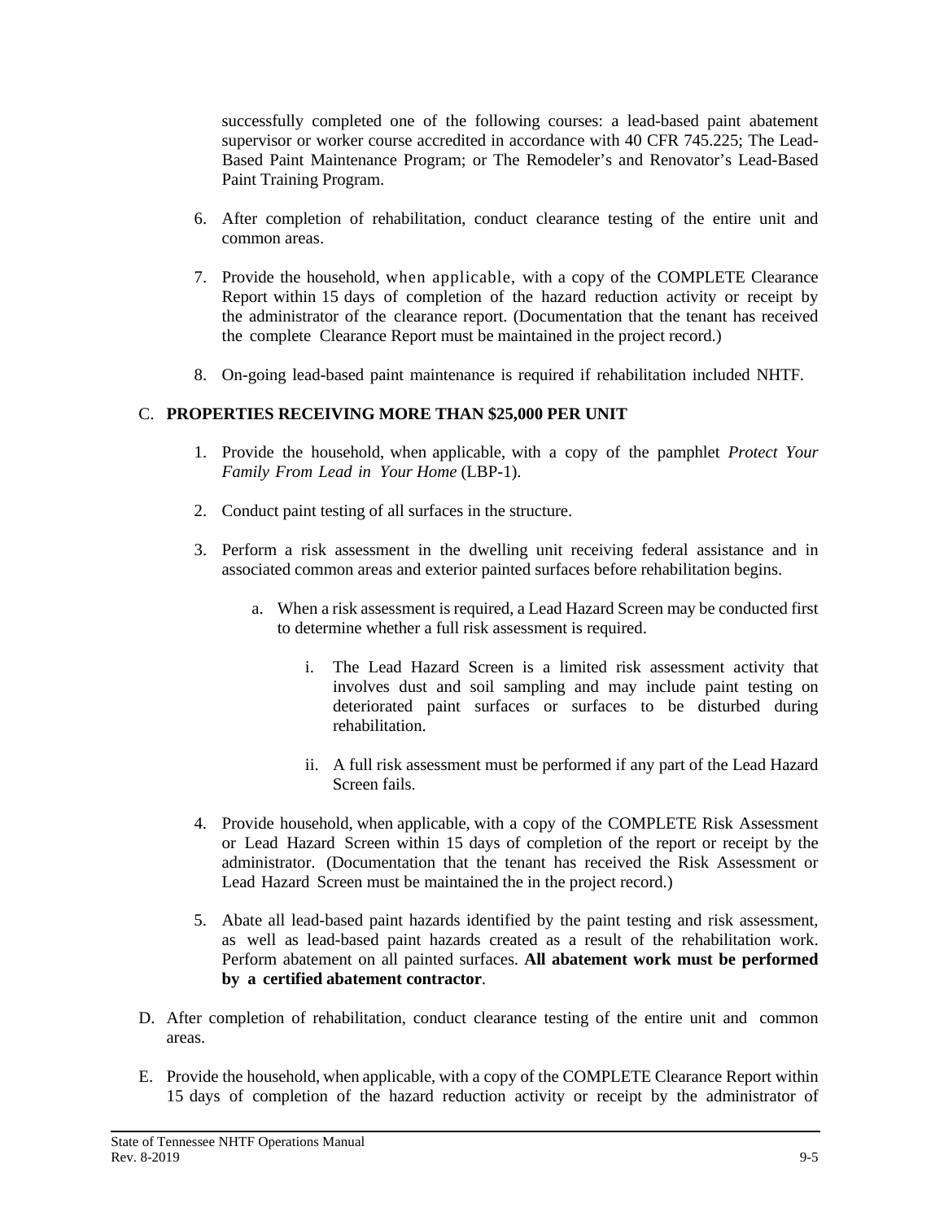successfully completed one of the following courses: a lead-based paint abatement supervisor or worker course accredited in accordance with 40 CFR 745.225; The Lead-Based Paint Maintenance Program; or The Remodeler's and Renovator's Lead-Based Paint Training Program.

6. After completion of rehabilitation, conduct clearance testing of the entire unit and common areas.

7. Provide the household, when applicable, with a copy of the COMPLETE Clearance Report within 15 days of completion of the hazard reduction activity or receipt by the administrator of the clearance report. (Documentation that the tenant has received the complete Clearance Report must be maintained in the project record.)

8. On-going lead-based paint maintenance is required if rehabilitation included NHTF.

C. **PROPERTIES RECEIVING MORE THAN $25,000 PER UNIT**

1. Provide the household, when applicable, with a copy of the pamphlet *Protect Your Family From Lead in Your Home* (LBP-1).

2. Conduct paint testing of all surfaces in the structure.

3. Perform a risk assessment in the dwelling unit receiving federal assistance and in associated common areas and exterior painted surfaces before rehabilitation begins.

   a. When a risk assessment is required, a Lead Hazard Screen may be conducted first to determine whether a full risk assessment is required.

      i. The Lead Hazard Screen is a limited risk assessment activity that involves dust and soil sampling and may include paint testing on deteriorated paint surfaces or surfaces to be disturbed during rehabilitation.

      ii. A full risk assessment must be performed if any part of the Lead Hazard Screen fails.

4. Provide household, when applicable, with a copy of the COMPLETE Risk Assessment or Lead Hazard Screen within 15 days of completion of the report or receipt by the administrator. (Documentation that the tenant has received the Risk Assessment or Lead Hazard Screen must be maintained the in the project record.)

5. Abate all lead-based paint hazards identified by the paint testing and risk assessment, as well as lead-based paint hazards created as a result of the rehabilitation work. Perform abatement on all painted surfaces. **All abatement work must be performed by a certified abatement contractor**.

D. After completion of rehabilitation, conduct clearance testing of the entire unit and common areas.

E. Provide the household, when applicable, with a copy of the COMPLETE Clearance Report within 15 days of completion of the hazard reduction activity or receipt by the administrator of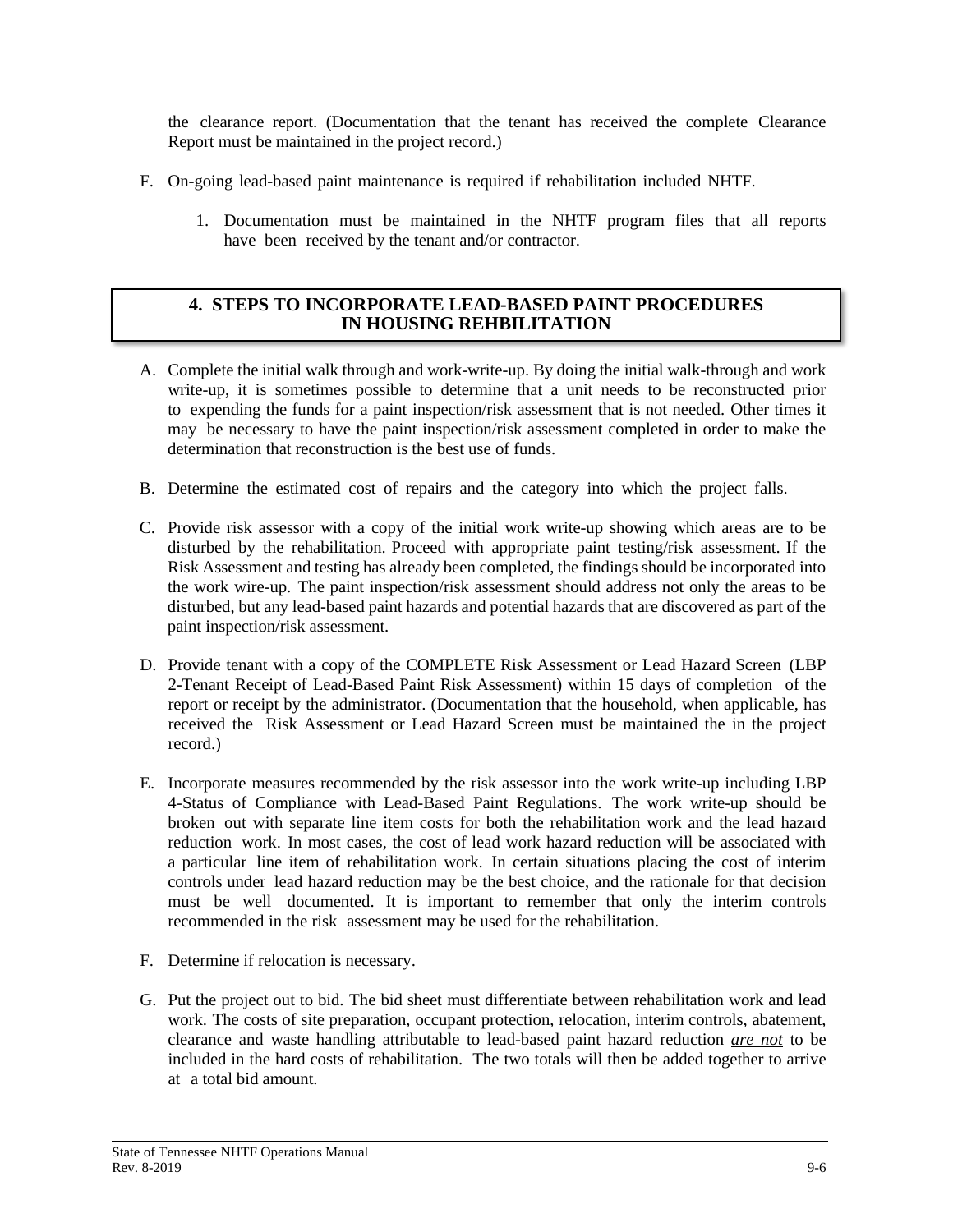the clearance report. (Documentation that the tenant has received the complete Clearance Report must be maintained in the project record.)

F. On-going lead-based paint maintenance is required if rehabilitation included NHTF.

   1. Documentation must be maintained in the NHTF program files that all reports have been received by the tenant and/or contractor.

## 4. STEPS TO INCORPORATE LEAD-BASED PAINT PROCEDURES IN HOUSING REHBILITATION

A. Complete the initial walk through and work-write-up. By doing the initial walk-through and work write-up, it is sometimes possible to determine that a unit needs to be reconstructed prior to expending the funds for a paint inspection/risk assessment that is not needed. Other times it may be necessary to have the paint inspection/risk assessment completed in order to make the determination that reconstruction is the best use of funds.

B. Determine the estimated cost of repairs and the category into which the project falls.

C. Provide risk assessor with a copy of the initial work write-up showing which areas are to be disturbed by the rehabilitation. Proceed with appropriate paint testing/risk assessment. If the Risk Assessment and testing has already been completed, the findings should be incorporated into the work wire-up. The paint inspection/risk assessment should address not only the areas to be disturbed, but any lead-based paint hazards and potential hazards that are discovered as part of the paint inspection/risk assessment.

D. Provide tenant with a copy of the COMPLETE Risk Assessment or Lead Hazard Screen (LBP 2-Tenant Receipt of Lead-Based Paint Risk Assessment) within 15 days of completion of the report or receipt by the administrator. (Documentation that the household, when applicable, has received the Risk Assessment or Lead Hazard Screen must be maintained the in the project record.)

E. Incorporate measures recommended by the risk assessor into the work write-up including LBP 4-Status of Compliance with Lead-Based Paint Regulations. The work write-up should be broken out with separate line item costs for both the rehabilitation work and the lead hazard reduction work. In most cases, the cost of lead work hazard reduction will be associated with a particular line item of rehabilitation work. In certain situations placing the cost of interim controls under lead hazard reduction may be the best choice, and the rationale for that decision must be well documented. It is important to remember that only the interim controls recommended in the risk assessment may be used for the rehabilitation.

F. Determine if relocation is necessary.

G. Put the project out to bid. The bid sheet must differentiate between rehabilitation work and lead work. The costs of site preparation, occupant protection, relocation, interim controls, abatement, clearance and waste handling attributable to lead-based paint hazard reduction ***are not*** to be included in the hard costs of rehabilitation. The two totals will then be added together to arrive at a total bid amount.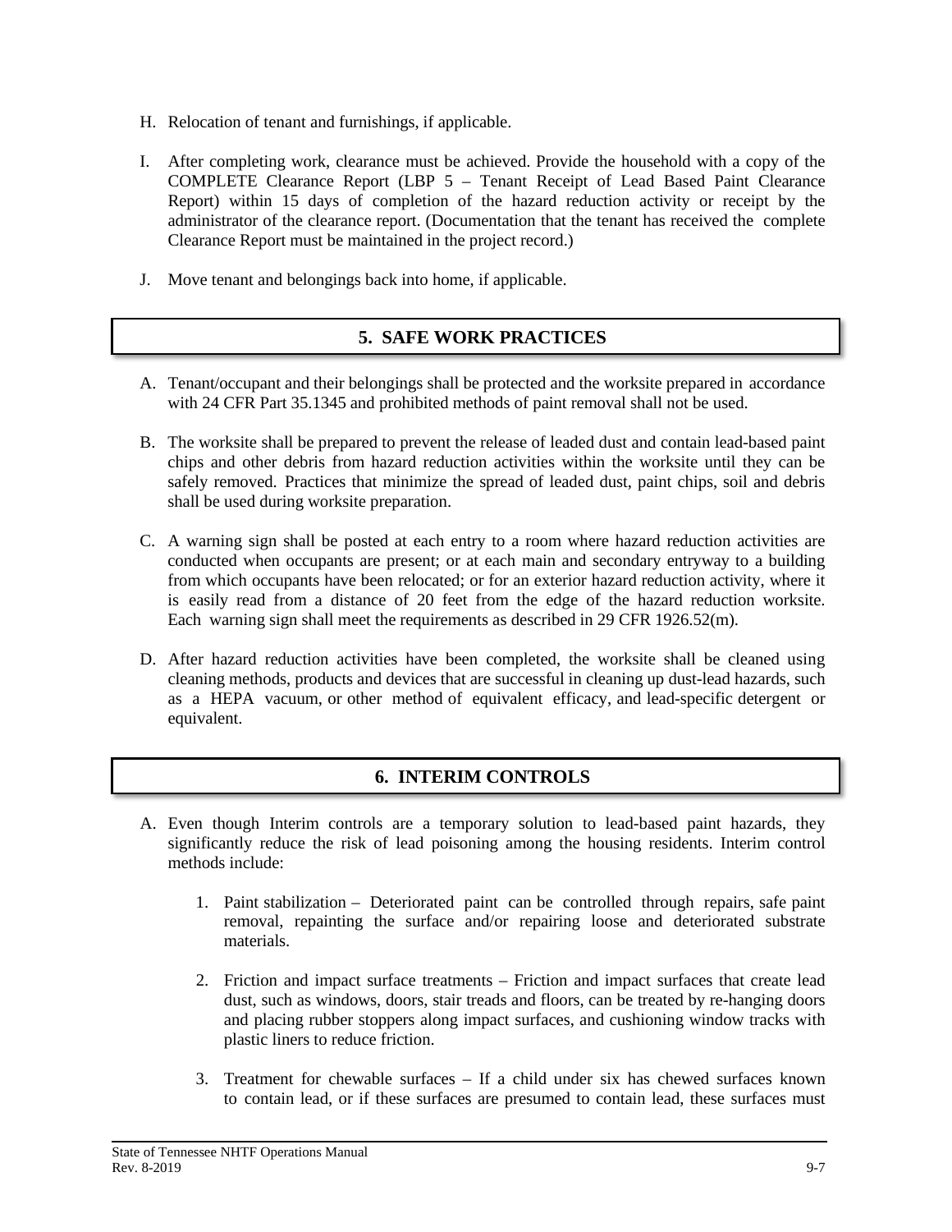H. Relocation of tenant and furnishings, if applicable.

I. After completing work, clearance must be achieved. Provide the household with a copy of the COMPLETE Clearance Report (LBP 5 – Tenant Receipt of Lead Based Paint Clearance Report) within 15 days of completion of the hazard reduction activity or receipt by the administrator of the clearance report. (Documentation that the tenant has received the complete Clearance Report must be maintained in the project record.)

J. Move tenant and belongings back into home, if applicable.

## 5. SAFE WORK PRACTICES

A. Tenant/occupant and their belongings shall be protected and the worksite prepared in accordance with 24 CFR Part 35.1345 and prohibited methods of paint removal shall not be used.

B. The worksite shall be prepared to prevent the release of leaded dust and contain lead-based paint chips and other debris from hazard reduction activities within the worksite until they can be safely removed. Practices that minimize the spread of leaded dust, paint chips, soil and debris shall be used during worksite preparation.

C. A warning sign shall be posted at each entry to a room where hazard reduction activities are conducted when occupants are present; or at each main and secondary entryway to a building from which occupants have been relocated; or for an exterior hazard reduction activity, where it is easily read from a distance of 20 feet from the edge of the hazard reduction worksite. Each warning sign shall meet the requirements as described in 29 CFR 1926.52(m).

D. After hazard reduction activities have been completed, the worksite shall be cleaned using cleaning methods, products and devices that are successful in cleaning up dust-lead hazards, such as a HEPA vacuum, or other method of equivalent efficacy, and lead-specific detergent or equivalent.

## 6. INTERIM CONTROLS

A. Even though Interim controls are a temporary solution to lead-based paint hazards, they significantly reduce the risk of lead poisoning among the housing residents. Interim control methods include:

   1. Paint stabilization – Deteriorated paint can be controlled through repairs, safe paint removal, repainting the surface and/or repairing loose and deteriorated substrate materials.

   2. Friction and impact surface treatments – Friction and impact surfaces that create lead dust, such as windows, doors, stair treads and floors, can be treated by re-hanging doors and placing rubber stoppers along impact surfaces, and cushioning window tracks with plastic liners to reduce friction.

   3. Treatment for chewable surfaces – If a child under six has chewed surfaces known to contain lead, or if these surfaces are presumed to contain lead, these surfaces must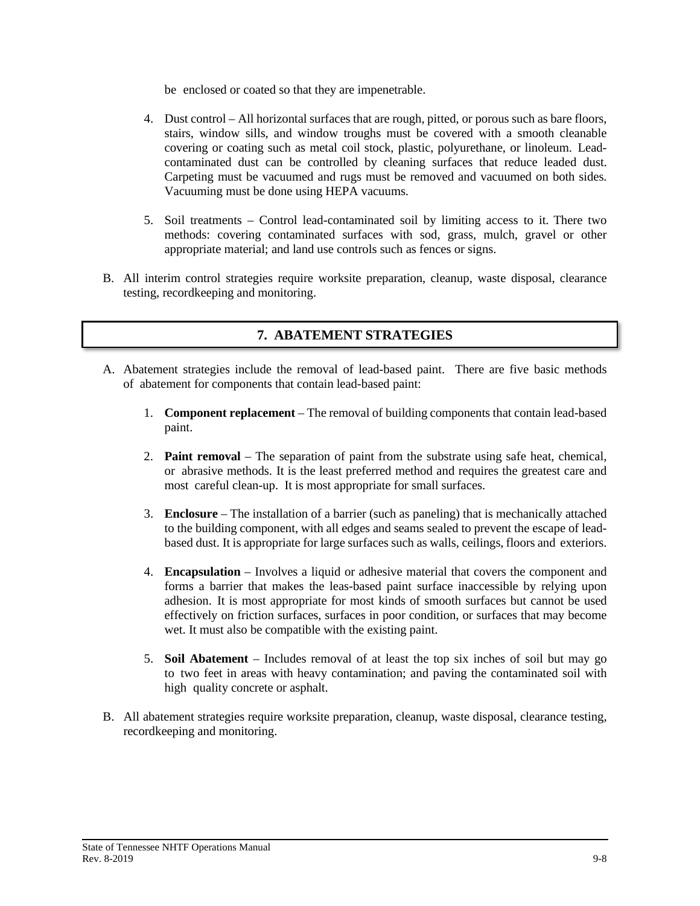be enclosed or coated so that they are impenetrable.

4. Dust control – All horizontal surfaces that are rough, pitted, or porous such as bare floors, stairs, window sills, and window troughs must be covered with a smooth cleanable covering or coating such as metal coil stock, plastic, polyurethane, or linoleum. Lead-contaminated dust can be controlled by cleaning surfaces that reduce leaded dust. Carpeting must be vacuumed and rugs must be removed and vacuumed on both sides. Vacuuming must be done using HEPA vacuums.

5. Soil treatments – Control lead-contaminated soil by limiting access to it. There two methods: covering contaminated surfaces with sod, grass, mulch, gravel or other appropriate material; and land use controls such as fences or signs.

B. All interim control strategies require worksite preparation, cleanup, waste disposal, clearance testing, recordkeeping and monitoring.

## 7. ABATEMENT STRATEGIES

A. Abatement strategies include the removal of lead-based paint. There are five basic methods of abatement for components that contain lead-based paint:

1. **Component replacement** – The removal of building components that contain lead-based paint.

2. **Paint removal** – The separation of paint from the substrate using safe heat, chemical, or abrasive methods. It is the least preferred method and requires the greatest care and most careful clean-up. It is most appropriate for small surfaces.

3. **Enclosure** – The installation of a barrier (such as paneling) that is mechanically attached to the building component, with all edges and seams sealed to prevent the escape of lead-based dust. It is appropriate for large surfaces such as walls, ceilings, floors and exteriors.

4. **Encapsulation** – Involves a liquid or adhesive material that covers the component and forms a barrier that makes the leas-based paint surface inaccessible by relying upon adhesion. It is most appropriate for most kinds of smooth surfaces but cannot be used effectively on friction surfaces, surfaces in poor condition, or surfaces that may become wet. It must also be compatible with the existing paint.

5. **Soil Abatement** – Includes removal of at least the top six inches of soil but may go to two feet in areas with heavy contamination; and paving the contaminated soil with high quality concrete or asphalt.

B. All abatement strategies require worksite preparation, cleanup, waste disposal, clearance testing, recordkeeping and monitoring.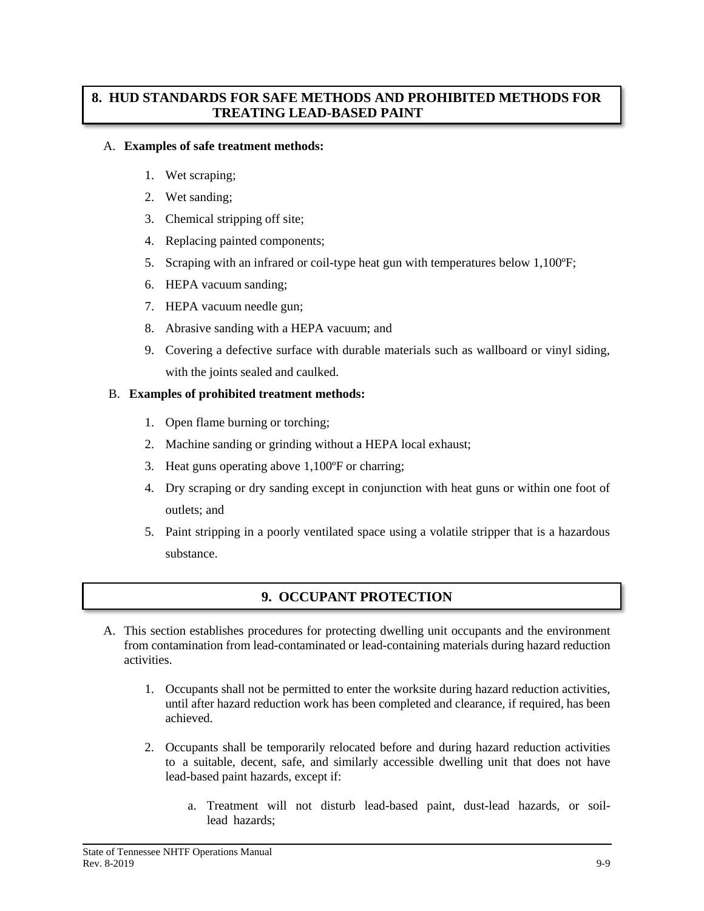## 8. HUD STANDARDS FOR SAFE METHODS AND PROHIBITED METHODS FOR TREATING LEAD-BASED PAINT

A. **Examples of safe treatment methods:**

1. Wet scraping;
2. Wet sanding;
3. Chemical stripping off site;
4. Replacing painted components;
5. Scraping with an infrared or coil-type heat gun with temperatures below 1,100ºF;
6. HEPA vacuum sanding;
7. HEPA vacuum needle gun;
8. Abrasive sanding with a HEPA vacuum; and
9. Covering a defective surface with durable materials such as wallboard or vinyl siding, with the joints sealed and caulked.

B. **Examples of prohibited treatment methods:**

1. Open flame burning or torching;
2. Machine sanding or grinding without a HEPA local exhaust;
3. Heat guns operating above 1,100ºF or charring;
4. Dry scraping or dry sanding except in conjunction with heat guns or within one foot of outlets; and
5. Paint stripping in a poorly ventilated space using a volatile stripper that is a hazardous substance.

## 9. OCCUPANT PROTECTION

A. This section establishes procedures for protecting dwelling unit occupants and the environment from contamination from lead-contaminated or lead-containing materials during hazard reduction activities.

1. Occupants shall not be permitted to enter the worksite during hazard reduction activities, until after hazard reduction work has been completed and clearance, if required, has been achieved.

2. Occupants shall be temporarily relocated before and during hazard reduction activities to a suitable, decent, safe, and similarly accessible dwelling unit that does not have lead-based paint hazards, except if:

   a. Treatment will not disturb lead-based paint, dust-lead hazards, or soil-lead hazards;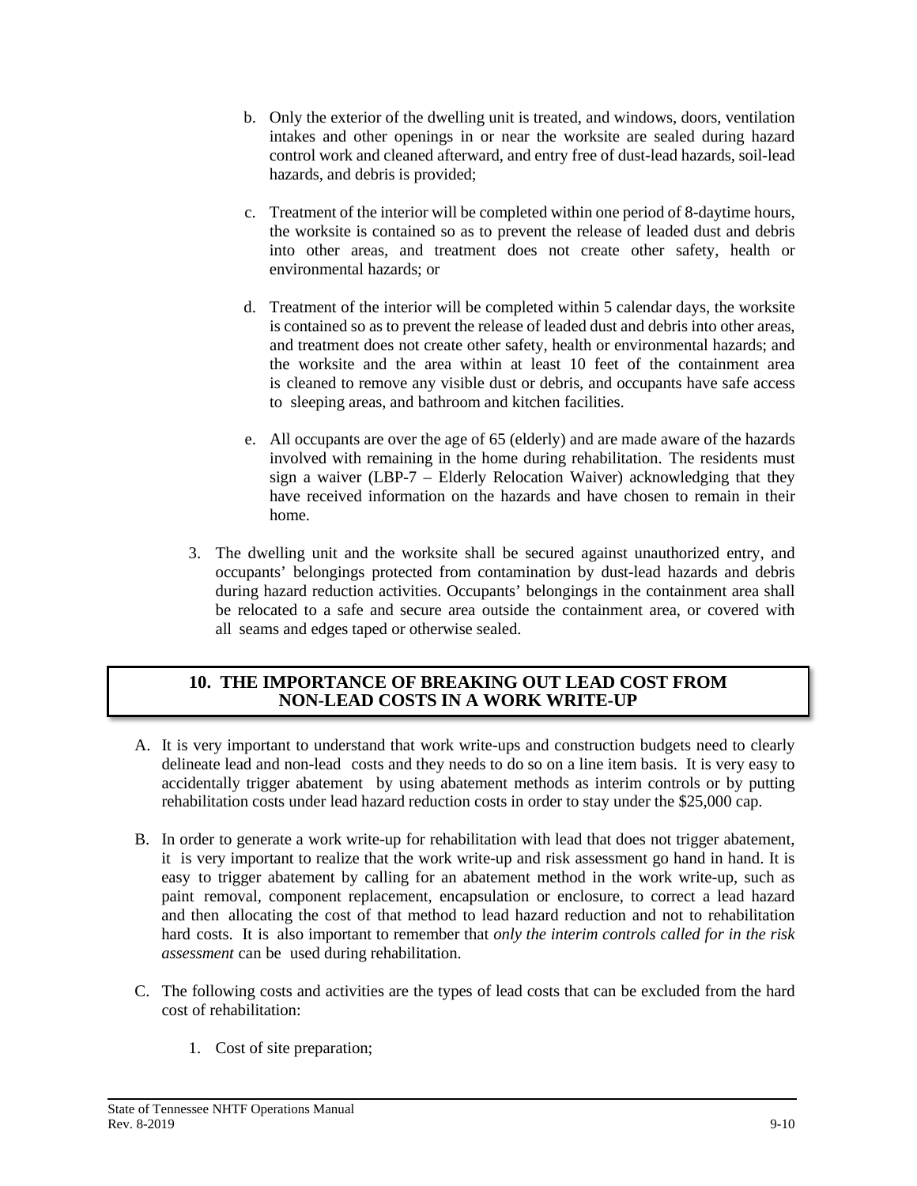b. Only the exterior of the dwelling unit is treated, and windows, doors, ventilation intakes and other openings in or near the worksite are sealed during hazard control work and cleaned afterward, and entry free of dust-lead hazards, soil-lead hazards, and debris is provided;

c. Treatment of the interior will be completed within one period of 8-daytime hours, the worksite is contained so as to prevent the release of leaded dust and debris into other areas, and treatment does not create other safety, health or environmental hazards; or

d. Treatment of the interior will be completed within 5 calendar days, the worksite is contained so as to prevent the release of leaded dust and debris into other areas, and treatment does not create other safety, health or environmental hazards; and the worksite and the area within at least 10 feet of the containment area is cleaned to remove any visible dust or debris, and occupants have safe access to sleeping areas, and bathroom and kitchen facilities.

e. All occupants are over the age of 65 (elderly) and are made aware of the hazards involved with remaining in the home during rehabilitation. The residents must sign a waiver (LBP-7 – Elderly Relocation Waiver) acknowledging that they have received information on the hazards and have chosen to remain in their home.

3. The dwelling unit and the worksite shall be secured against unauthorized entry, and occupants' belongings protected from contamination by dust-lead hazards and debris during hazard reduction activities. Occupants' belongings in the containment area shall be relocated to a safe and secure area outside the containment area, or covered with all seams and edges taped or otherwise sealed.

## 10. THE IMPORTANCE OF BREAKING OUT LEAD COST FROM NON-LEAD COSTS IN A WORK WRITE-UP

A. It is very important to understand that work write-ups and construction budgets need to clearly delineate lead and non-lead costs and they needs to do so on a line item basis. It is very easy to accidentally trigger abatement by using abatement methods as interim controls or by putting rehabilitation costs under lead hazard reduction costs in order to stay under the $25,000 cap.

B. In order to generate a work write-up for rehabilitation with lead that does not trigger abatement, it is very important to realize that the work write-up and risk assessment go hand in hand. It is easy to trigger abatement by calling for an abatement method in the work write-up, such as paint removal, component replacement, encapsulation or enclosure, to correct a lead hazard and then allocating the cost of that method to lead hazard reduction and not to rehabilitation hard costs. It is also important to remember that *only the interim controls called for in the risk assessment* can be used during rehabilitation.

C. The following costs and activities are the types of lead costs that can be excluded from the hard cost of rehabilitation:

1. Cost of site preparation;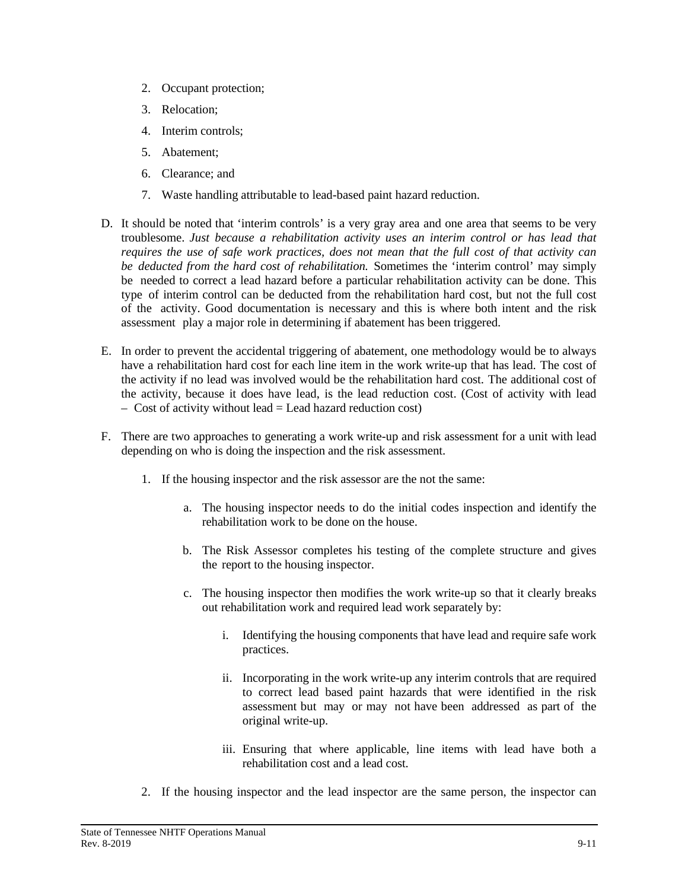2. Occupant protection;
3. Relocation;
4. Interim controls;
5. Abatement;
6. Clearance; and
7. Waste handling attributable to lead-based paint hazard reduction.

D. It should be noted that 'interim controls' is a very gray area and one area that seems to be very troublesome. *Just because a rehabilitation activity uses an interim control or has lead that requires the use of safe work practices, does not mean that the full cost of that activity can be deducted from the hard cost of rehabilitation.* Sometimes the 'interim control' may simply be needed to correct a lead hazard before a particular rehabilitation activity can be done. This type of interim control can be deducted from the rehabilitation hard cost, but not the full cost of the activity. Good documentation is necessary and this is where both intent and the risk assessment play a major role in determining if abatement has been triggered.

E. In order to prevent the accidental triggering of abatement, one methodology would be to always have a rehabilitation hard cost for each line item in the work write-up that has lead. The cost of the activity if no lead was involved would be the rehabilitation hard cost. The additional cost of the activity, because it does have lead, is the lead reduction cost. (Cost of activity with lead – Cost of activity without lead = Lead hazard reduction cost)

F. There are two approaches to generating a work write-up and risk assessment for a unit with lead depending on who is doing the inspection and the risk assessment.

   1. If the housing inspector and the risk assessor are the not the same:

      a. The housing inspector needs to do the initial codes inspection and identify the rehabilitation work to be done on the house.

      b. The Risk Assessor completes his testing of the complete structure and gives the report to the housing inspector.

      c. The housing inspector then modifies the work write-up so that it clearly breaks out rehabilitation work and required lead work separately by:

         i. Identifying the housing components that have lead and require safe work practices.

         ii. Incorporating in the work write-up any interim controls that are required to correct lead based paint hazards that were identified in the risk assessment but may or may not have been addressed as part of the original write-up.

         iii. Ensuring that where applicable, line items with lead have both a rehabilitation cost and a lead cost.

   2. If the housing inspector and the lead inspector are the same person, the inspector can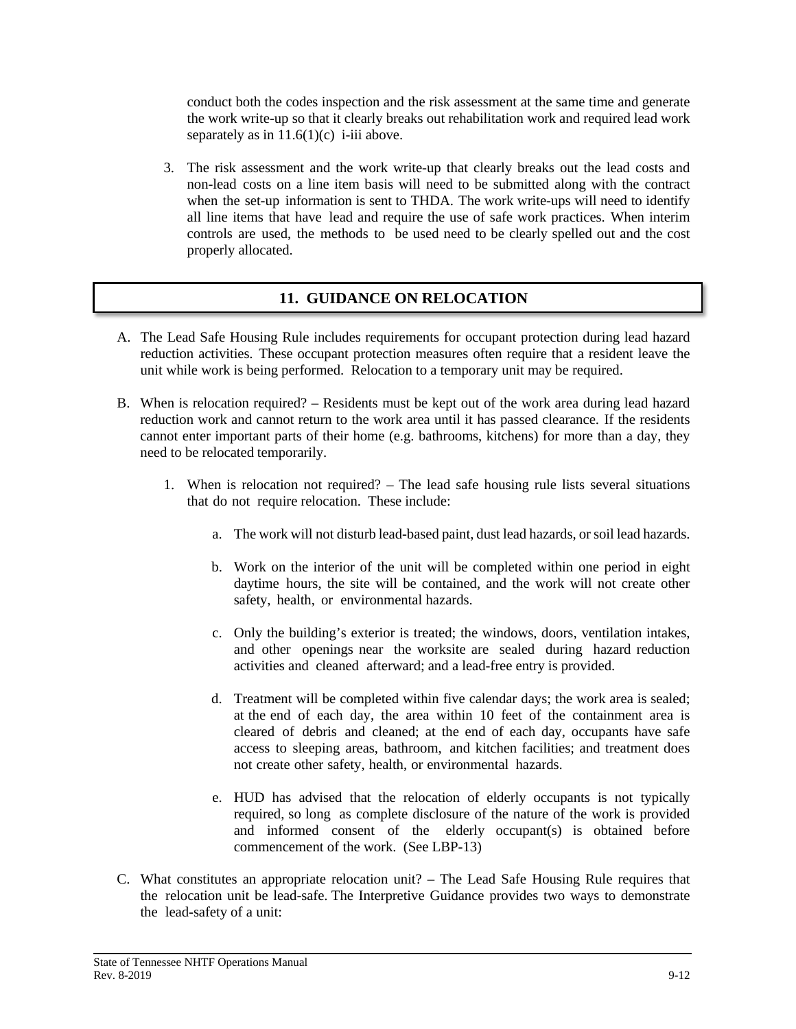conduct both the codes inspection and the risk assessment at the same time and generate the work write-up so that it clearly breaks out rehabilitation work and required lead work separately as in 11.6(1)(c) i-iii above.

3. The risk assessment and the work write-up that clearly breaks out the lead costs and non-lead costs on a line item basis will need to be submitted along with the contract when the set-up information is sent to THDA. The work write-ups will need to identify all line items that have lead and require the use of safe work practices. When interim controls are used, the methods to be used need to be clearly spelled out and the cost properly allocated.

## 11. GUIDANCE ON RELOCATION

A. The Lead Safe Housing Rule includes requirements for occupant protection during lead hazard reduction activities. These occupant protection measures often require that a resident leave the unit while work is being performed. Relocation to a temporary unit may be required.

B. When is relocation required? – Residents must be kept out of the work area during lead hazard reduction work and cannot return to the work area until it has passed clearance. If the residents cannot enter important parts of their home (e.g. bathrooms, kitchens) for more than a day, they need to be relocated temporarily.

   1. When is relocation not required? – The lead safe housing rule lists several situations that do not require relocation. These include:

      a. The work will not disturb lead-based paint, dust lead hazards, or soil lead hazards.

      b. Work on the interior of the unit will be completed within one period in eight daytime hours, the site will be contained, and the work will not create other safety, health, or environmental hazards.

      c. Only the building's exterior is treated; the windows, doors, ventilation intakes, and other openings near the worksite are sealed during hazard reduction activities and cleaned afterward; and a lead-free entry is provided.

      d. Treatment will be completed within five calendar days; the work area is sealed; at the end of each day, the area within 10 feet of the containment area is cleared of debris and cleaned; at the end of each day, occupants have safe access to sleeping areas, bathroom, and kitchen facilities; and treatment does not create other safety, health, or environmental hazards.

      e. HUD has advised that the relocation of elderly occupants is not typically required, so long as complete disclosure of the nature of the work is provided and informed consent of the elderly occupant(s) is obtained before commencement of the work. (See LBP-13)

C. What constitutes an appropriate relocation unit? – The Lead Safe Housing Rule requires that the relocation unit be lead-safe. The Interpretive Guidance provides two ways to demonstrate the lead-safety of a unit: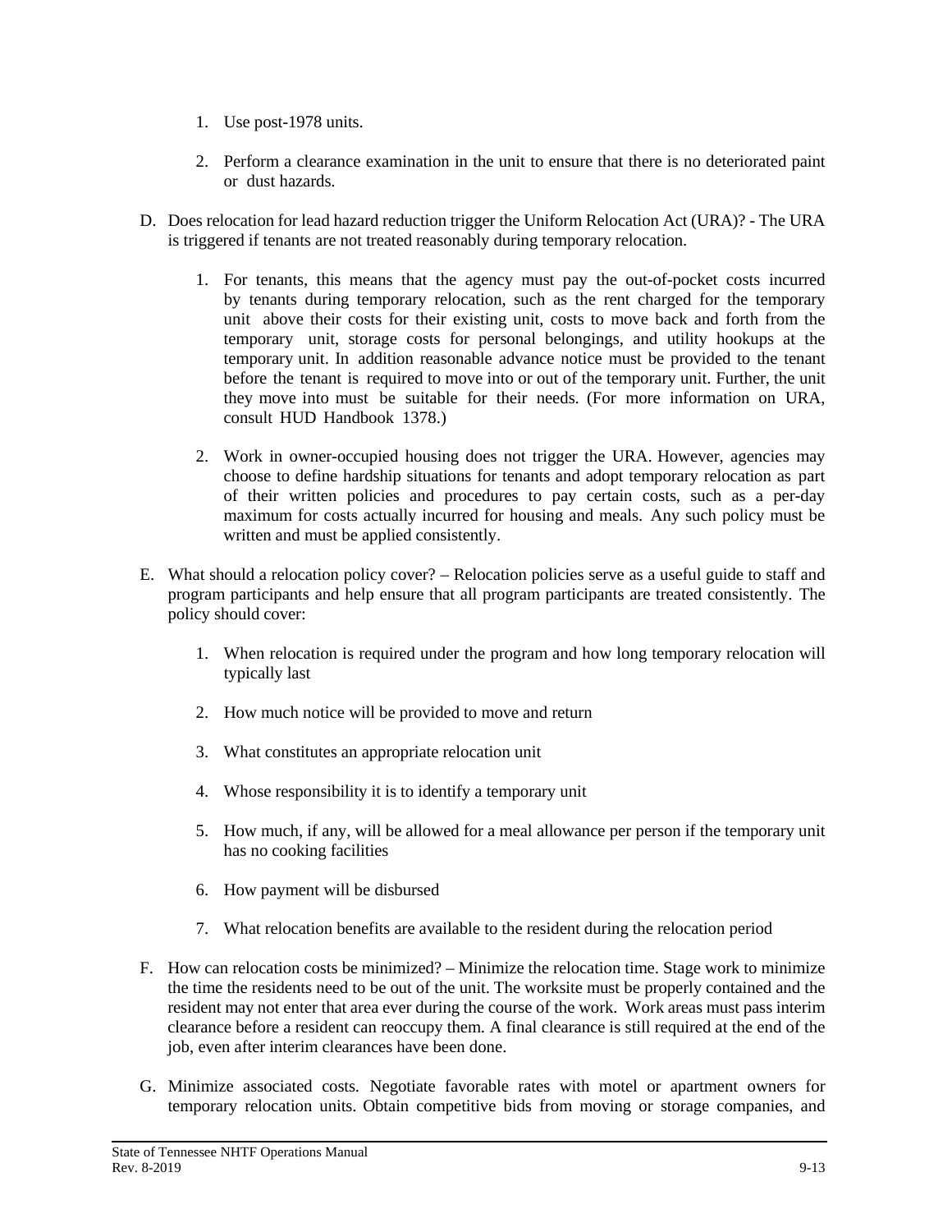1. Use post-1978 units.

2. Perform a clearance examination in the unit to ensure that there is no deteriorated paint or dust hazards.

D. Does relocation for lead hazard reduction trigger the Uniform Relocation Act (URA)? - The URA is triggered if tenants are not treated reasonably during temporary relocation.

   1. For tenants, this means that the agency must pay the out-of-pocket costs incurred by tenants during temporary relocation, such as the rent charged for the temporary unit above their costs for their existing unit, costs to move back and forth from the temporary unit, storage costs for personal belongings, and utility hookups at the temporary unit. In addition reasonable advance notice must be provided to the tenant before the tenant is required to move into or out of the temporary unit. Further, the unit they move into must be suitable for their needs. (For more information on URA, consult HUD Handbook 1378.)

   2. Work in owner-occupied housing does not trigger the URA. However, agencies may choose to define hardship situations for tenants and adopt temporary relocation as part of their written policies and procedures to pay certain costs, such as a per-day maximum for costs actually incurred for housing and meals. Any such policy must be written and must be applied consistently.

E. What should a relocation policy cover? – Relocation policies serve as a useful guide to staff and program participants and help ensure that all program participants are treated consistently. The policy should cover:

   1. When relocation is required under the program and how long temporary relocation will typically last

   2. How much notice will be provided to move and return

   3. What constitutes an appropriate relocation unit

   4. Whose responsibility it is to identify a temporary unit

   5. How much, if any, will be allowed for a meal allowance per person if the temporary unit has no cooking facilities

   6. How payment will be disbursed

   7. What relocation benefits are available to the resident during the relocation period

F. How can relocation costs be minimized? – Minimize the relocation time. Stage work to minimize the time the residents need to be out of the unit. The worksite must be properly contained and the resident may not enter that area ever during the course of the work. Work areas must pass interim clearance before a resident can reoccupy them. A final clearance is still required at the end of the job, even after interim clearances have been done.

G. Minimize associated costs. Negotiate favorable rates with motel or apartment owners for temporary relocation units. Obtain competitive bids from moving or storage companies, and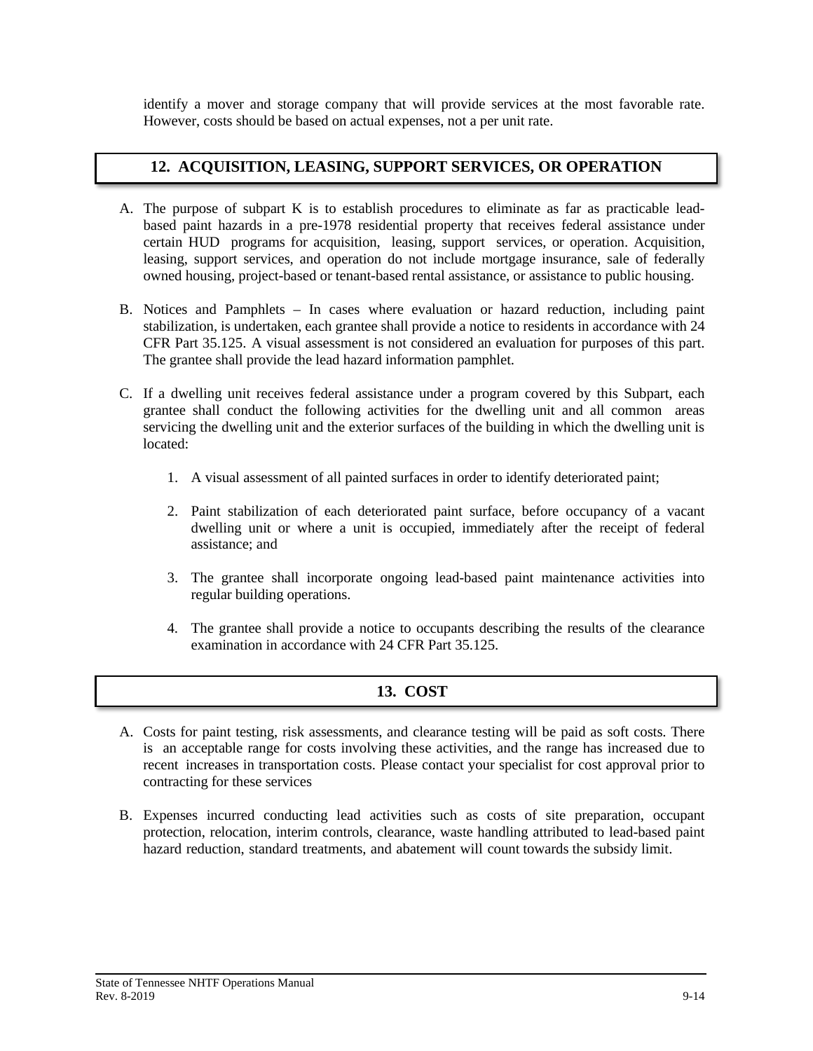identify a mover and storage company that will provide services at the most favorable rate. However, costs should be based on actual expenses, not a per unit rate.

## 12. ACQUISITION, LEASING, SUPPORT SERVICES, OR OPERATION

A. The purpose of subpart K is to establish procedures to eliminate as far as practicable lead-based paint hazards in a pre-1978 residential property that receives federal assistance under certain HUD programs for acquisition, leasing, support services, or operation. Acquisition, leasing, support services, and operation do not include mortgage insurance, sale of federally owned housing, project-based or tenant-based rental assistance, or assistance to public housing.

B. Notices and Pamphlets – In cases where evaluation or hazard reduction, including paint stabilization, is undertaken, each grantee shall provide a notice to residents in accordance with 24 CFR Part 35.125. A visual assessment is not considered an evaluation for purposes of this part. The grantee shall provide the lead hazard information pamphlet.

C. If a dwelling unit receives federal assistance under a program covered by this Subpart, each grantee shall conduct the following activities for the dwelling unit and all common areas servicing the dwelling unit and the exterior surfaces of the building in which the dwelling unit is located:

   1. A visual assessment of all painted surfaces in order to identify deteriorated paint;

   2. Paint stabilization of each deteriorated paint surface, before occupancy of a vacant dwelling unit or where a unit is occupied, immediately after the receipt of federal assistance; and

   3. The grantee shall incorporate ongoing lead-based paint maintenance activities into regular building operations.

   4. The grantee shall provide a notice to occupants describing the results of the clearance examination in accordance with 24 CFR Part 35.125.

## 13. COST

A. Costs for paint testing, risk assessments, and clearance testing will be paid as soft costs. There is an acceptable range for costs involving these activities, and the range has increased due to recent increases in transportation costs. Please contact your specialist for cost approval prior to contracting for these services

B. Expenses incurred conducting lead activities such as costs of site preparation, occupant protection, relocation, interim controls, clearance, waste handling attributed to lead-based paint hazard reduction, standard treatments, and abatement will count towards the subsidy limit.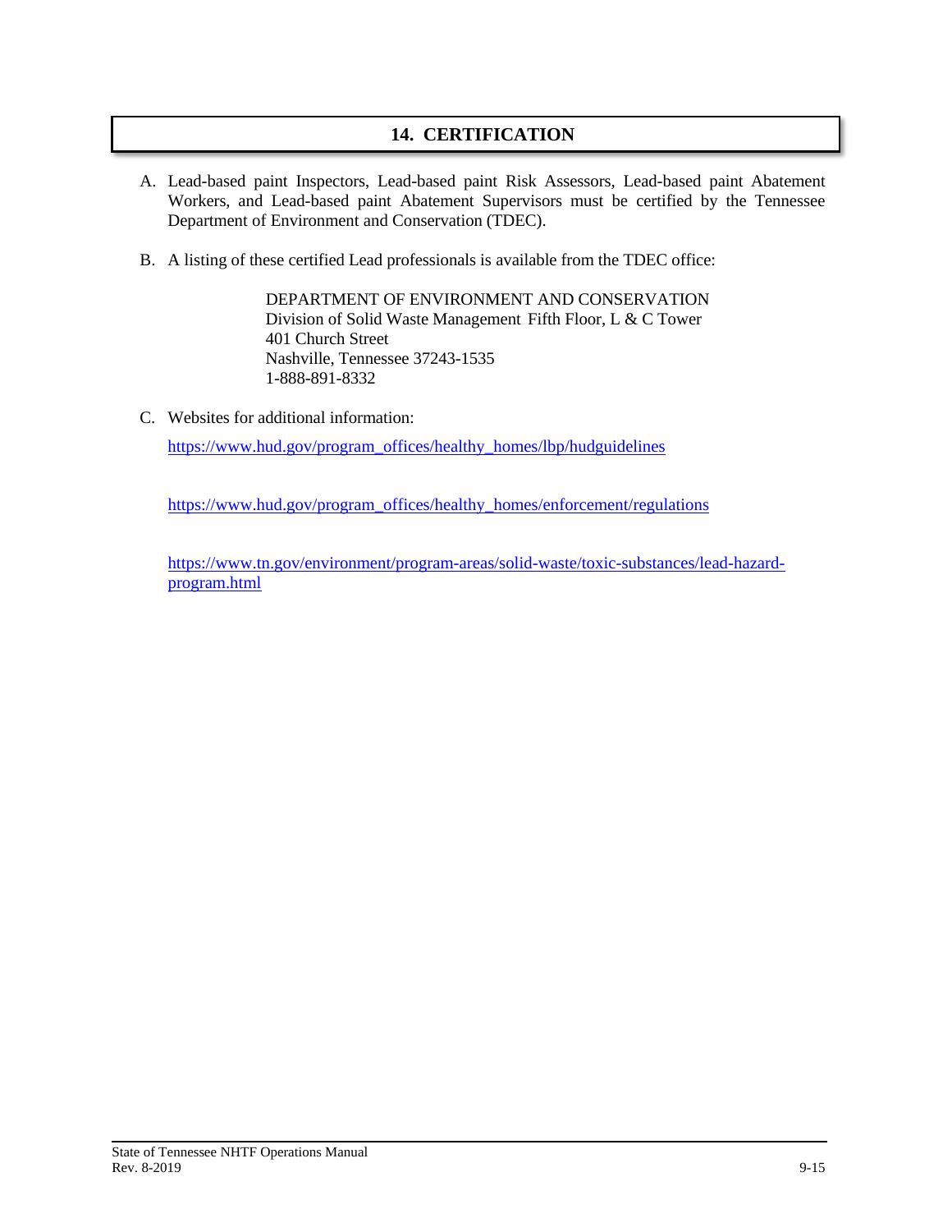## 14. CERTIFICATION

A. Lead-based paint Inspectors, Lead-based paint Risk Assessors, Lead-based paint Abatement Workers, and Lead-based paint Abatement Supervisors must be certified by the Tennessee Department of Environment and Conservation (TDEC).

B. A listing of these certified Lead professionals is available from the TDEC office:

   DEPARTMENT OF ENVIRONMENT AND CONSERVATION
   Division of Solid Waste Management Fifth Floor, L & C Tower
   401 Church Street
   Nashville, Tennessee 37243-1535
   1-888-891-8332

C. Websites for additional information:

   https://www.hud.gov/program_offices/healthy_homes/lbp/hudguidelines

   https://www.hud.gov/program_offices/healthy_homes/enforcement/regulations

   https://www.tn.gov/environment/program-areas/solid-waste/toxic-substances/lead-hazard-program.html